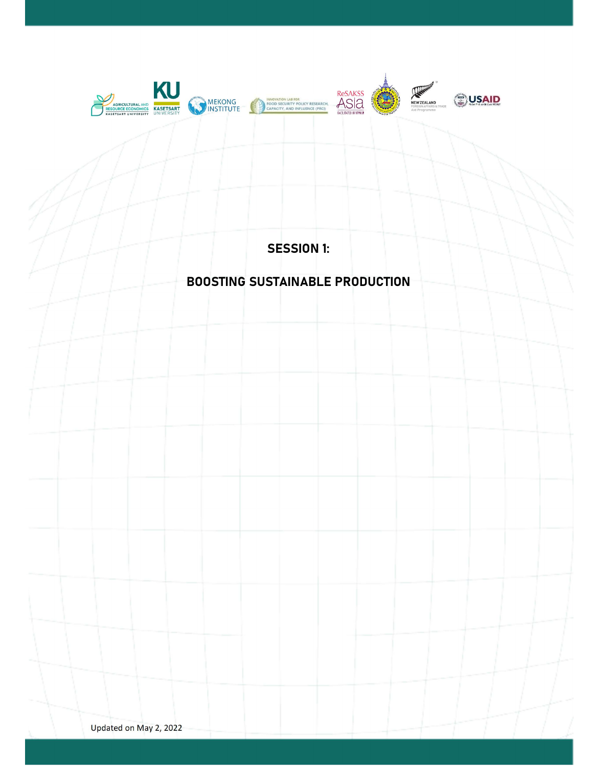# SESSION 1:

# BOOSTING SUSTAINABLE PRODUCTION

Updated on May 2, 2022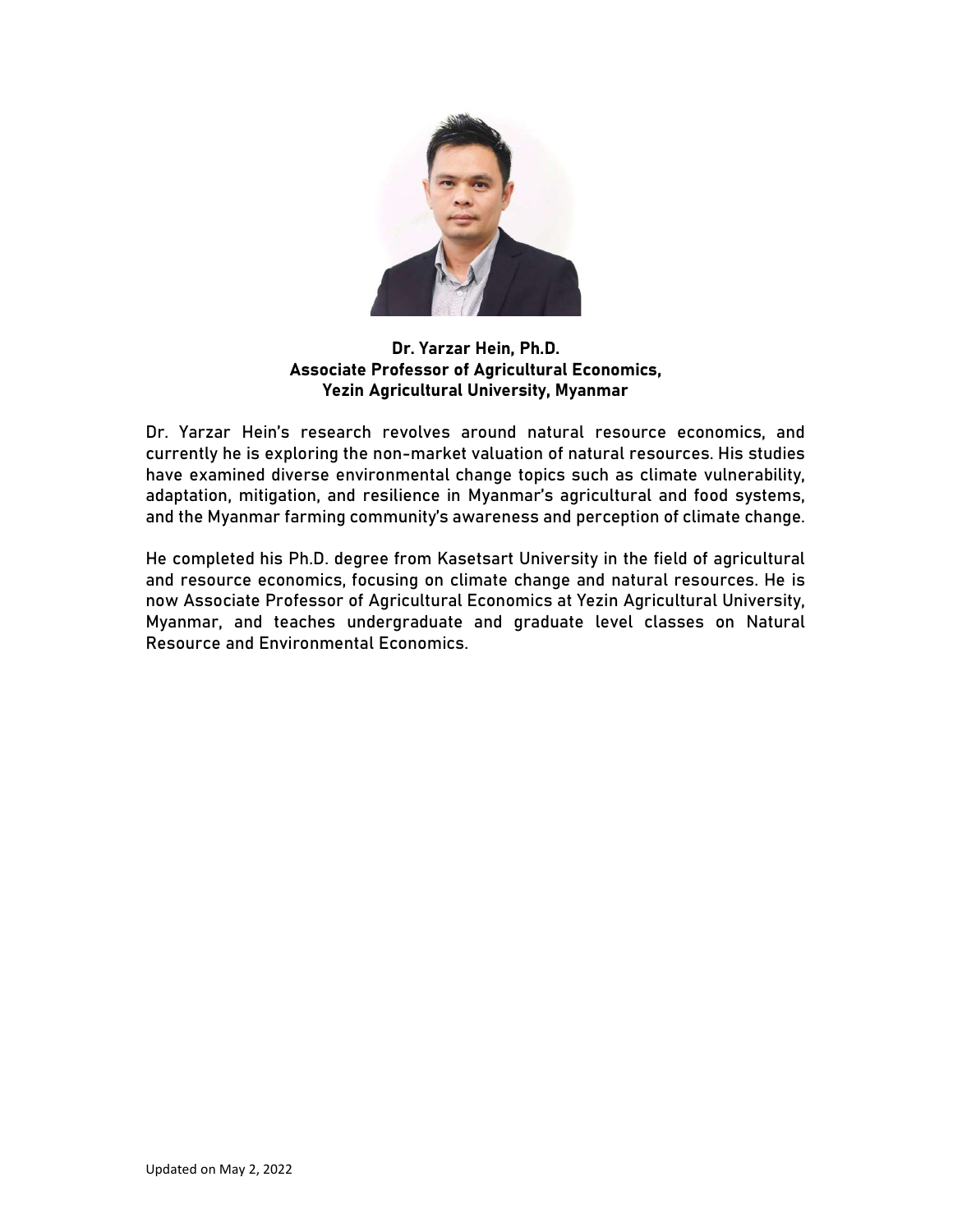**Dr. Yarzar Hein, Ph.D.**
**Associate Professor of Agricultural Economics,**
**Yezin Agricultural University, Myanmar**

Dr. Yarzar Hein's research revolves around natural resource economics, and currently he is exploring the non-market valuation of natural resources. His studies have examined diverse environmental change topics such as climate vulnerability, adaptation, mitigation, and resilience in Myanmar's agricultural and food systems, and the Myanmar farming community's awareness and perception of climate change.

He completed his Ph.D. degree from Kasetsart University in the field of agricultural and resource economics, focusing on climate change and natural resources. He is now Associate Professor of Agricultural Economics at Yezin Agricultural University, Myanmar, and teaches undergraduate and graduate level classes on Natural Resource and Environmental Economics.

Updated on May 2, 2022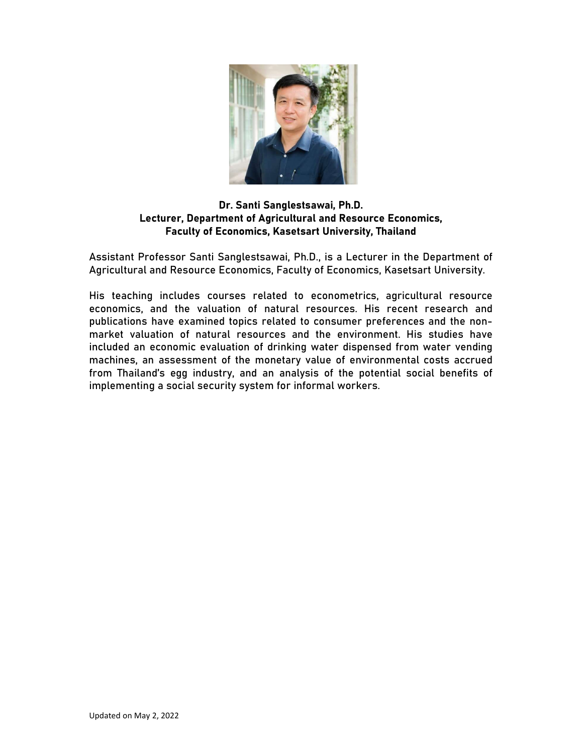**Dr. Santi Sanglestsawai, Ph.D.**
**Lecturer, Department of Agricultural and Resource Economics,**
**Faculty of Economics, Kasetsart University, Thailand**

Assistant Professor Santi Sanglestsawai, Ph.D., is a Lecturer in the Department of Agricultural and Resource Economics, Faculty of Economics, Kasetsart University.

His teaching includes courses related to econometrics, agricultural resource economics, and the valuation of natural resources. His recent research and publications have examined topics related to consumer preferences and the non-market valuation of natural resources and the environment. His studies have included an economic evaluation of drinking water dispensed from water vending machines, an assessment of the monetary value of environmental costs accrued from Thailand's egg industry, and an analysis of the potential social benefits of implementing a social security system for informal workers.

Updated on May 2, 2022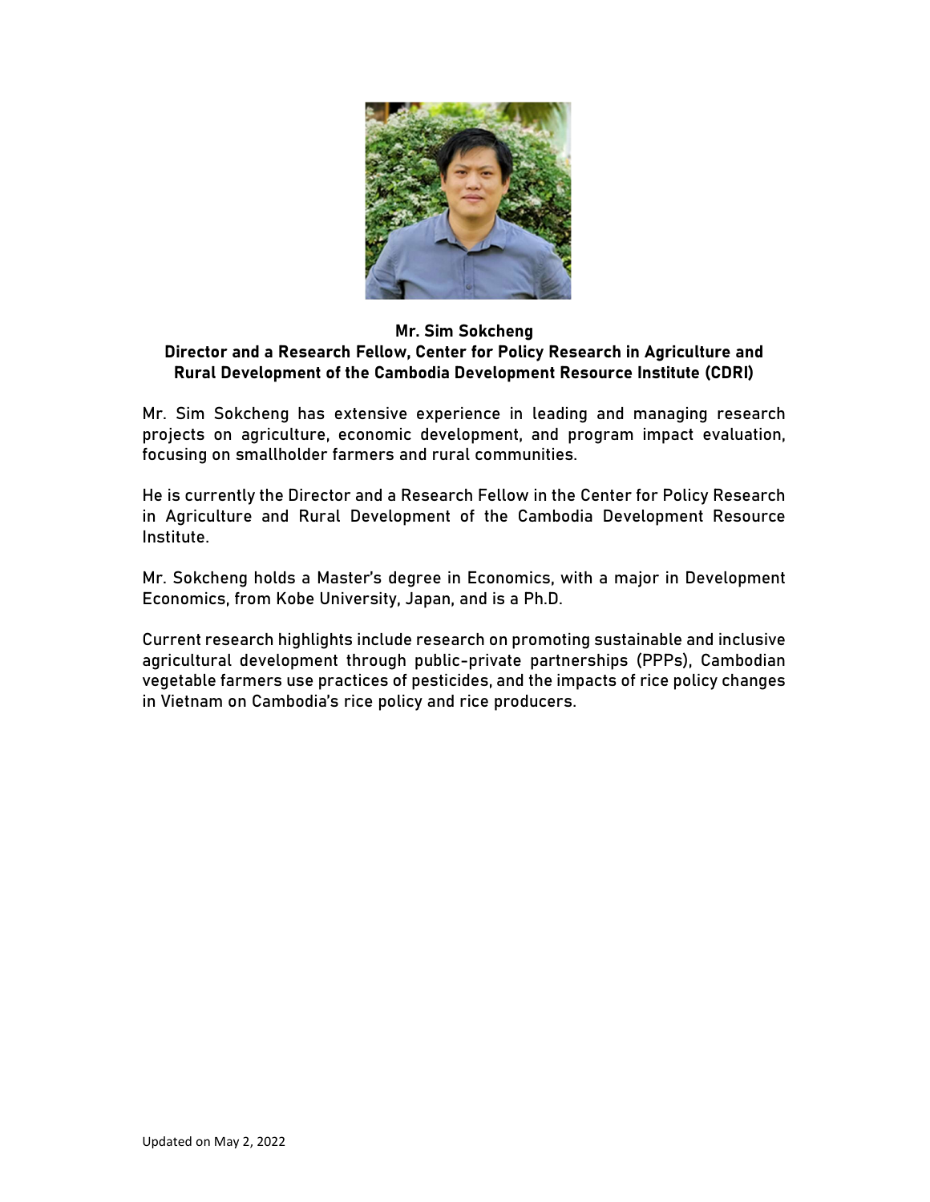**Mr. Sim Sokcheng**
**Director and a Research Fellow, Center for Policy Research in Agriculture and Rural Development of the Cambodia Development Resource Institute (CDRI)**

Mr. Sim Sokcheng has extensive experience in leading and managing research projects on agriculture, economic development, and program impact evaluation, focusing on smallholder farmers and rural communities.

He is currently the Director and a Research Fellow in the Center for Policy Research in Agriculture and Rural Development of the Cambodia Development Resource Institute.

Mr. Sokcheng holds a Master's degree in Economics, with a major in Development Economics, from Kobe University, Japan, and is a Ph.D.

Current research highlights include research on promoting sustainable and inclusive agricultural development through public-private partnerships (PPPs), Cambodian vegetable farmers use practices of pesticides, and the impacts of rice policy changes in Vietnam on Cambodia's rice policy and rice producers.

Updated on May 2, 2022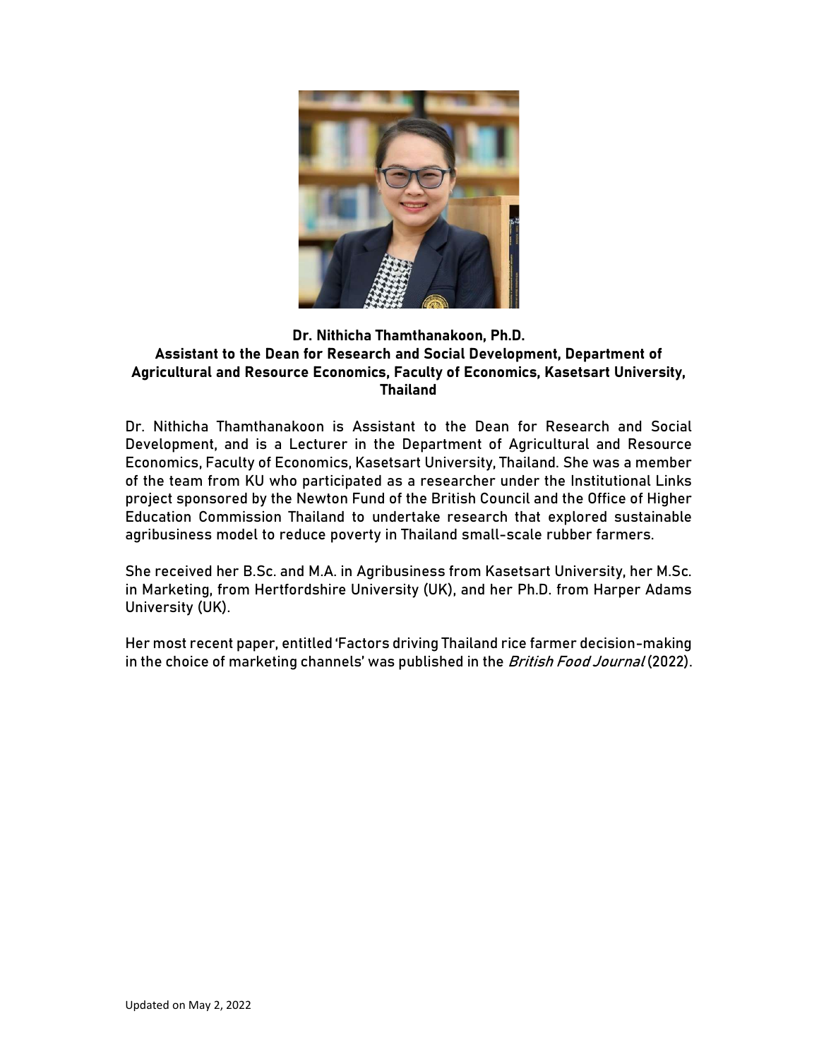**Dr. Nithicha Thamthanakoon, Ph.D.**
**Assistant to the Dean for Research and Social Development, Department of Agricultural and Resource Economics, Faculty of Economics, Kasetsart University, Thailand**

Dr. Nithicha Thamthanakoon is Assistant to the Dean for Research and Social Development, and is a Lecturer in the Department of Agricultural and Resource Economics, Faculty of Economics, Kasetsart University, Thailand. She was a member of the team from KU who participated as a researcher under the Institutional Links project sponsored by the Newton Fund of the British Council and the Office of Higher Education Commission Thailand to undertake research that explored sustainable agribusiness model to reduce poverty in Thailand small-scale rubber farmers.

She received her B.Sc. and M.A. in Agribusiness from Kasetsart University, her M.Sc. in Marketing, from Hertfordshire University (UK), and her Ph.D. from Harper Adams University (UK).

Her most recent paper, entitled 'Factors driving Thailand rice farmer decision-making in the choice of marketing channels' was published in the *British Food Journal* (2022).

Updated on May 2, 2022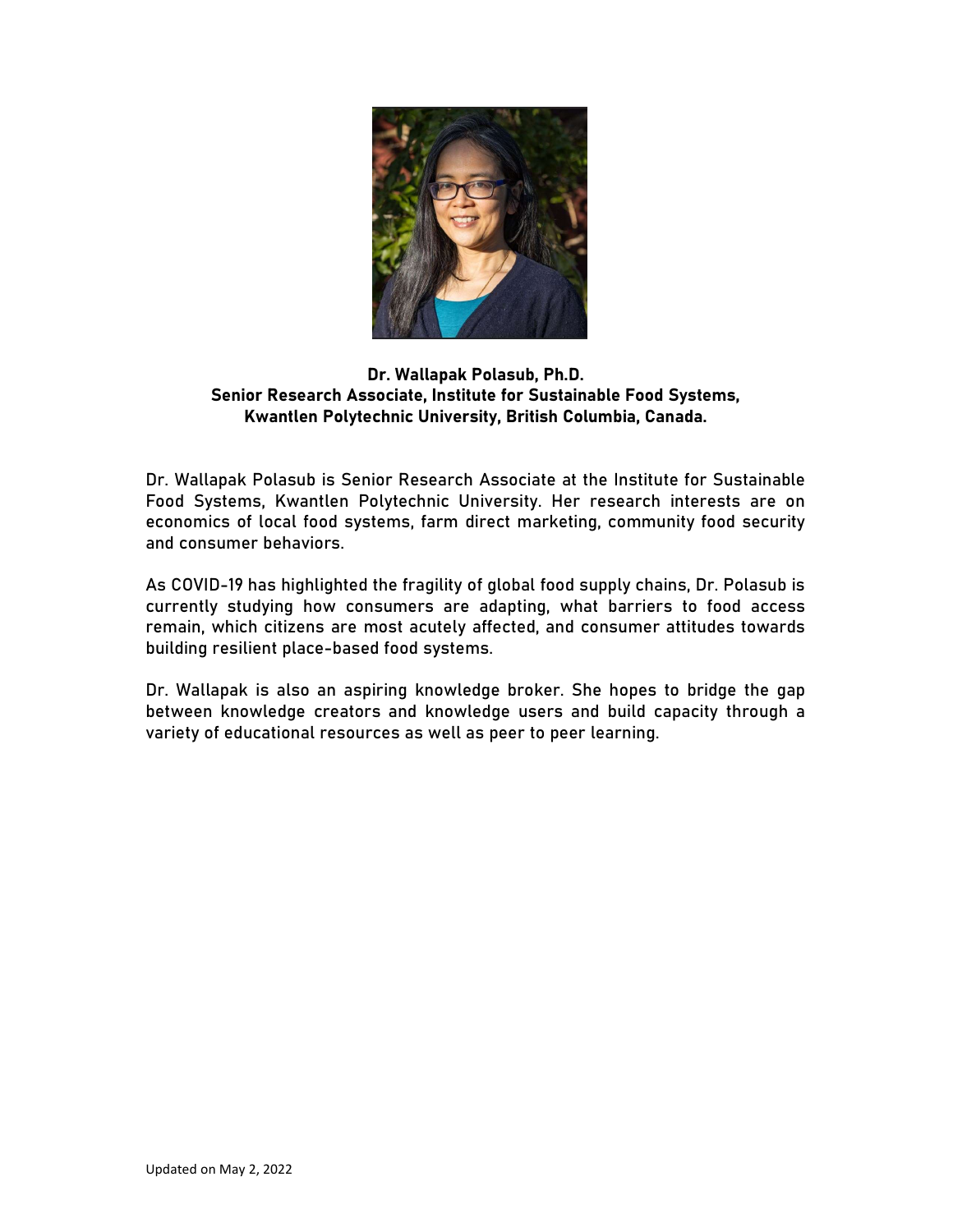**Dr. Wallapak Polasub, Ph.D.**
**Senior Research Associate, Institute for Sustainable Food Systems, Kwantlen Polytechnic University, British Columbia, Canada.**

Dr. Wallapak Polasub is Senior Research Associate at the Institute for Sustainable Food Systems, Kwantlen Polytechnic University. Her research interests are on economics of local food systems, farm direct marketing, community food security and consumer behaviors.

As COVID-19 has highlighted the fragility of global food supply chains, Dr. Polasub is currently studying how consumers are adapting, what barriers to food access remain, which citizens are most acutely affected, and consumer attitudes towards building resilient place-based food systems.

Dr. Wallapak is also an aspiring knowledge broker. She hopes to bridge the gap between knowledge creators and knowledge users and build capacity through a variety of educational resources as well as peer to peer learning.

Updated on May 2, 2022